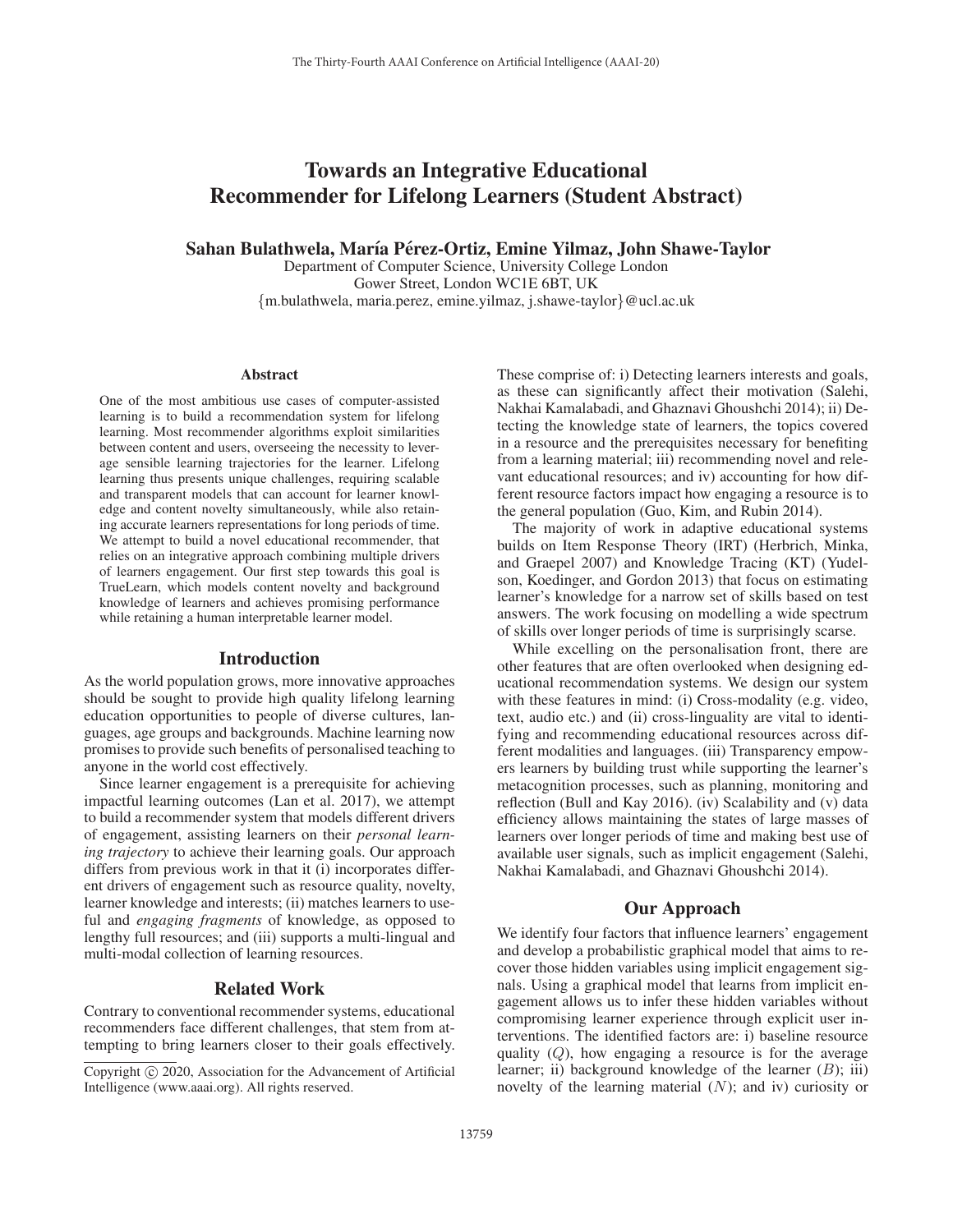# Towards an Integrative Educational Recommender for Lifelong Learners (Student Abstract)

**Sahan Bulathwela, María Pérez-Ortiz, Emine Yilmaz, John Shawe-Taylor**

Department of Computer Science, University College London
Gower Street, London WC1E 6BT, UK
{m.bulathwela, maria.perez, emine.yilmaz, j.shawe-taylor}@ucl.ac.uk

## Abstract

One of the most ambitious use cases of computer-assisted learning is to build a recommendation system for lifelong learning. Most recommender algorithms exploit similarities between content and users, overseeing the necessity to leverage sensible learning trajectories for the learner. Lifelong learning thus presents unique challenges, requiring scalable and transparent models that can account for learner knowledge and content novelty simultaneously, while also retaining accurate learners representations for long periods of time. We attempt to build a novel educational recommender, that relies on an integrative approach combining multiple drivers of learners engagement. Our first step towards this goal is TrueLearn, which models content novelty and background knowledge of learners and achieves promising performance while retaining a human interpretable learner model.

## Introduction

As the world population grows, more innovative approaches should be sought to provide high quality lifelong learning education opportunities to people of diverse cultures, languages, age groups and backgrounds. Machine learning now promises to provide such benefits of personalised teaching to anyone in the world cost effectively.

Since learner engagement is a prerequisite for achieving impactful learning outcomes (Lan et al. 2017), we attempt to build a recommender system that models different drivers of engagement, assisting learners on their *personal learning trajectory* to achieve their learning goals. Our approach differs from previous work in that it (i) incorporates different drivers of engagement such as resource quality, novelty, learner knowledge and interests; (ii) matches learners to useful and *engaging fragments* of knowledge, as opposed to lengthy full resources; and (iii) supports a multi-lingual and multi-modal collection of learning resources.

## Related Work

Contrary to conventional recommender systems, educational recommenders face different challenges, that stem from attempting to bring learners closer to their goals effectively. These comprise of: i) Detecting learners interests and goals, as these can significantly affect their motivation (Salehi, Nakhai Kamalabadi, and Ghaznavi Ghoushchi 2014); ii) Detecting the knowledge state of learners, the topics covered in a resource and the prerequisites necessary for benefiting from a learning material; iii) recommending novel and relevant educational resources; and iv) accounting for how different resource factors impact how engaging a resource is to the general population (Guo, Kim, and Rubin 2014).

The majority of work in adaptive educational systems builds on Item Response Theory (IRT) (Herbrich, Minka, and Graepel 2007) and Knowledge Tracing (KT) (Yudelson, Koedinger, and Gordon 2013) that focus on estimating learner's knowledge for a narrow set of skills based on test answers. The work focusing on modelling a wide spectrum of skills over longer periods of time is surprisingly scarse.

While excelling on the personalisation front, there are other features that are often overlooked when designing educational recommendation systems. We design our system with these features in mind: (i) Cross-modality (e.g. video, text, audio etc.) and (ii) cross-linguality are vital to identifying and recommending educational resources across different modalities and languages. (iii) Transparency empowers learners by building trust while supporting the learner's metacognition processes, such as planning, monitoring and reflection (Bull and Kay 2016). (iv) Scalability and (v) data efficiency allows maintaining the states of large masses of learners over longer periods of time and making best use of available user signals, such as implicit engagement (Salehi, Nakhai Kamalabadi, and Ghaznavi Ghoushchi 2014).

## Our Approach

We identify four factors that influence learners' engagement and develop a probabilistic graphical model that aims to recover those hidden variables using implicit engagement signals. Using a graphical model that learns from implicit engagement allows us to infer these hidden variables without compromising learner experience through explicit user interventions. The identified factors are: i) baseline resource quality ($Q$), how engaging a resource is for the average learner; ii) background knowledge of the learner ($B$); iii) novelty of the learning material ($N$); and iv) curiosity or

Copyright © 2020, Association for the Advancement of Artificial Intelligence (www.aaai.org). All rights reserved.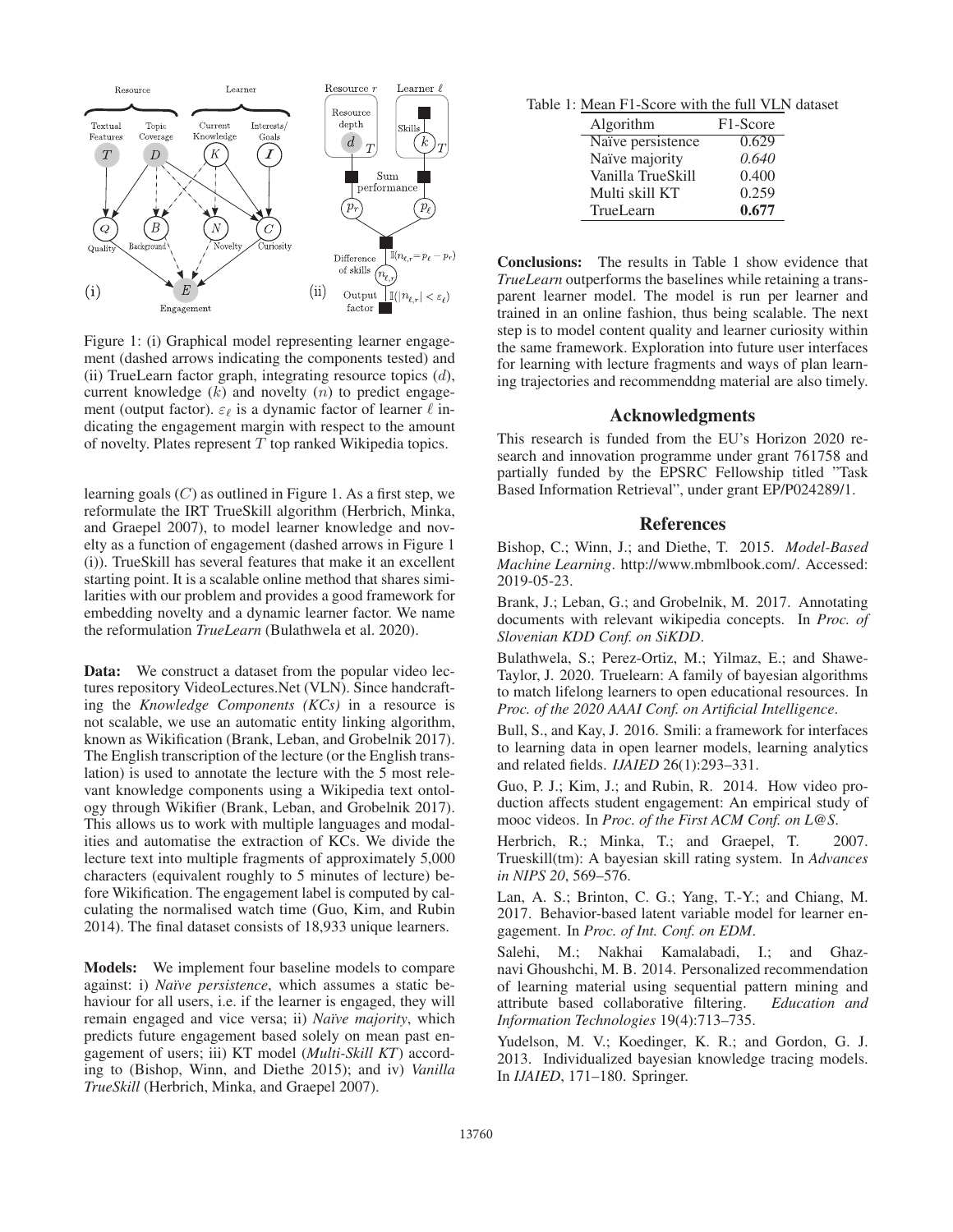Resource

Learner

Textual Features

Topic Coverage

Current Knowledge

Interests/ Goals

$T$

$D$

$K$

$I$

$Q$

$B$

$N$

$C$

Quality

Background

Novelty

Curiosity

(i)

$E$

Engagement

Resource $r$

Learner $\ell$

Resource depth

$d$

$T$

Skills

$k$

$T$

Sum performance

$p_r$

$p_\ell$

Difference of skills

$n_{\ell,r}$

$\mathbb{I}(n_{\ell,r} = p_\ell - p_r)$

(ii)

Output factor

$\mathbb{I}(|n_{\ell,r}| < \varepsilon_\ell)$

Figure 1: (i) Graphical model representing learner engagement (dashed arrows indicating the components tested) and (ii) TrueLearn factor graph, integrating resource topics ($d$), current knowledge ($k$) and novelty ($n$) to predict engagement (output factor). $\varepsilon_\ell$ is a dynamic factor of learner $\ell$ indicating the engagement margin with respect to the amount of novelty. Plates represent $T$ top ranked Wikipedia topics.

learning goals ($C$) as outlined in Figure 1. As a first step, we reformulate the IRT TrueSkill algorithm (Herbrich, Minka, and Graepel 2007), to model learner knowledge and novelty as a function of engagement (dashed arrows in Figure 1 (i)). TrueSkill has several features that make it an excellent starting point. It is a scalable online method that shares similarities with our problem and provides a good framework for embedding novelty and a dynamic learner factor. We name the reformulation *TrueLearn* (Bulathwela et al. 2020).

**Data:** We construct a dataset from the popular video lectures repository VideoLectures.Net (VLN). Since handcrafting the *Knowledge Components (KCs)* in a resource is not scalable, we use an automatic entity linking algorithm, known as Wikification (Brank, Leban, and Grobelnik 2017). The English transcription of the lecture (or the English translation) is used to annotate the lecture with the 5 most relevant knowledge components using a Wikipedia text ontology through Wikifier (Brank, Leban, and Grobelnik 2017). This allows us to work with multiple languages and modalities and automatise the extraction of KCs. We divide the lecture text into multiple fragments of approximately 5,000 characters (equivalent roughly to 5 minutes of lecture) before Wikification. The engagement label is computed by calculating the normalised watch time (Guo, Kim, and Rubin 2014). The final dataset consists of 18,933 unique learners.

**Models:** We implement four baseline models to compare against: i) *Naïve persistence*, which assumes a static behaviour for all users, i.e. if the learner is engaged, they will remain engaged and vice versa; ii) *Naïve majority*, which predicts future engagement based solely on mean past engagement of users; iii) KT model (*Multi-Skill KT*) according to (Bishop, Winn, and Diethe 2015); and iv) *Vanilla TrueSkill* (Herbrich, Minka, and Graepel 2007).

Table 1: Mean F1-Score with the full VLN dataset

| Algorithm | F1-Score |
|---|---|
| Naïve persistence | 0.629 |
| Naïve majority | *0.640* |
| Vanilla TrueSkill | 0.400 |
| Multi skill KT | 0.259 |
| TrueLearn | **0.677** |

**Conclusions:** The results in Table 1 show evidence that *TrueLearn* outperforms the baselines while retaining a transparent learner model. The model is run per learner and trained in an online fashion, thus being scalable. The next step is to model content quality and learner curiosity within the same framework. Exploration into future user interfaces for learning with lecture fragments and ways of plan learning trajectories and recommenddng material are also timely.

## Acknowledgments

This research is funded from the EU's Horizon 2020 research and innovation programme under grant 761758 and partially funded by the EPSRC Fellowship titled "Task Based Information Retrieval", under grant EP/P024289/1.

## References

Bishop, C.; Winn, J.; and Diethe, T. 2015. *Model-Based Machine Learning*. http://www.mbmlbook.com/. Accessed: 2019-05-23.

Brank, J.; Leban, G.; and Grobelnik, M. 2017. Annotating documents with relevant wikipedia concepts. In *Proc. of Slovenian KDD Conf. on SiKDD*.

Bulathwela, S.; Perez-Ortiz, M.; Yilmaz, E.; and Shawe-Taylor, J. 2020. Truelearn: A family of bayesian algorithms to match lifelong learners to open educational resources. In *Proc. of the 2020 AAAI Conf. on Artificial Intelligence*.

Bull, S., and Kay, J. 2016. Smili: a framework for interfaces to learning data in open learner models, learning analytics and related fields. *IJAIED* 26(1):293–331.

Guo, P. J.; Kim, J.; and Rubin, R. 2014. How video production affects student engagement: An empirical study of mooc videos. In *Proc. of the First ACM Conf. on L@S*.

Herbrich, R.; Minka, T.; and Graepel, T. 2007. Trueskill(tm): A bayesian skill rating system. In *Advances in NIPS 20*, 569–576.

Lan, A. S.; Brinton, C. G.; Yang, T.-Y.; and Chiang, M. 2017. Behavior-based latent variable model for learner engagement. In *Proc. of Int. Conf. on EDM*.

Salehi, M.; Nakhai Kamalabadi, I.; and Ghaznavi Ghoushchi, M. B. 2014. Personalized recommendation of learning material using sequential pattern mining and attribute based collaborative filtering. *Education and Information Technologies* 19(4):713–735.

Yudelson, M. V.; Koedinger, K. R.; and Gordon, G. J. 2013. Individualized bayesian knowledge tracing models. In *IJAIED*, 171–180. Springer.